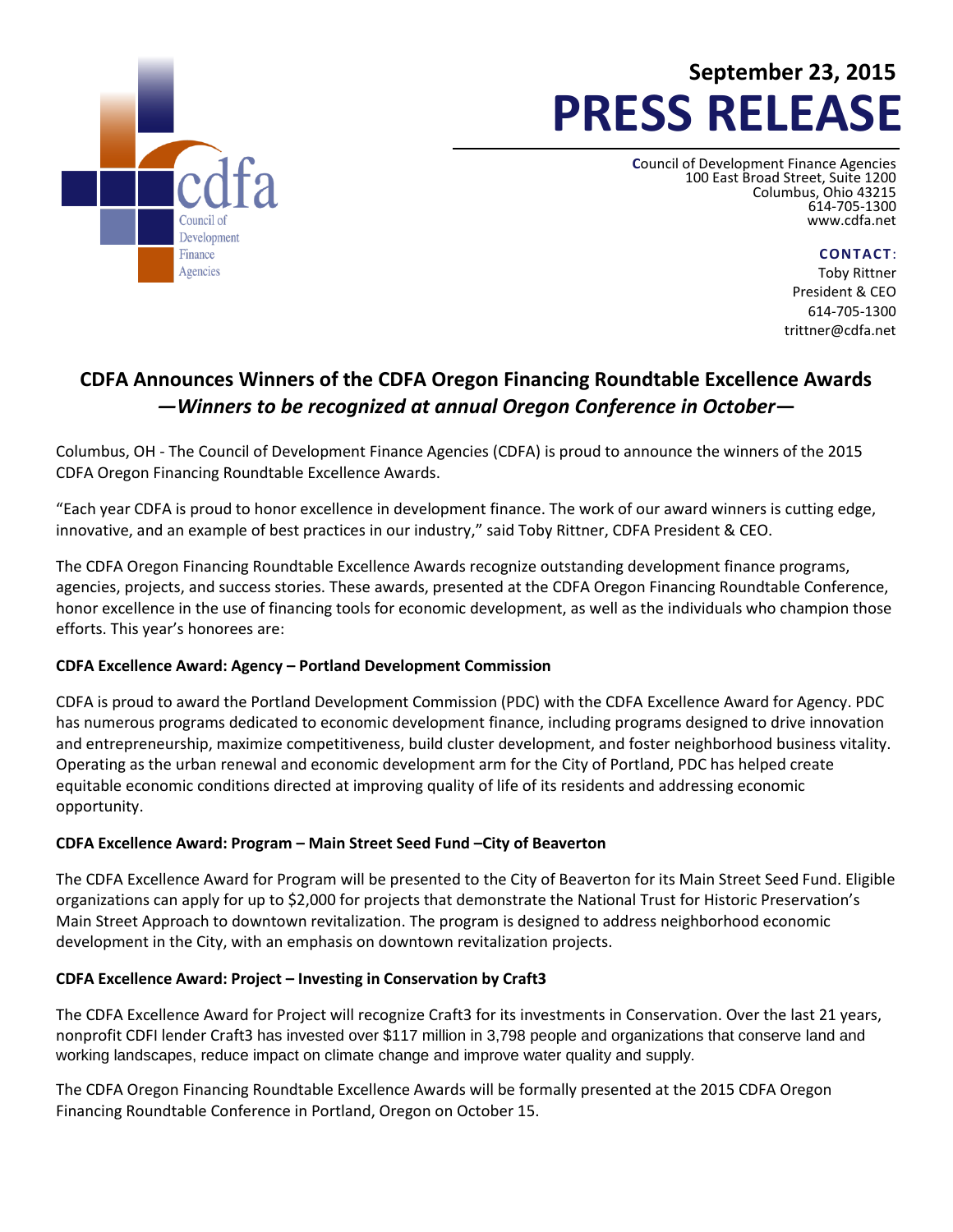September 23, 2015

# PRESS RELEASE

Council of Development Finance Agencies
100 East Broad Street, Suite 1200
Columbus, Ohio 43215
614-705-1300
www.cdfa.net

**CONTACT**:
Toby Rittner
President & CEO
614-705-1300
trittner@cdfa.net

## CDFA Announces Winners of the CDFA Oregon Financing Roundtable Excellence Awards

### *—Winners to be recognized at annual Oregon Conference in October—*

Columbus, OH - The Council of Development Finance Agencies (CDFA) is proud to announce the winners of the 2015 CDFA Oregon Financing Roundtable Excellence Awards.

"Each year CDFA is proud to honor excellence in development finance. The work of our award winners is cutting edge, innovative, and an example of best practices in our industry," said Toby Rittner, CDFA President & CEO.

The CDFA Oregon Financing Roundtable Excellence Awards recognize outstanding development finance programs, agencies, projects, and success stories. These awards, presented at the CDFA Oregon Financing Roundtable Conference, honor excellence in the use of financing tools for economic development, as well as the individuals who champion those efforts. This year's honorees are:

**CDFA Excellence Award: Agency – Portland Development Commission**

CDFA is proud to award the Portland Development Commission (PDC) with the CDFA Excellence Award for Agency. PDC has numerous programs dedicated to economic development finance, including programs designed to drive innovation and entrepreneurship, maximize competitiveness, build cluster development, and foster neighborhood business vitality. Operating as the urban renewal and economic development arm for the City of Portland, PDC has helped create equitable economic conditions directed at improving quality of life of its residents and addressing economic opportunity.

**CDFA Excellence Award: Program – Main Street Seed Fund –City of Beaverton**

The CDFA Excellence Award for Program will be presented to the City of Beaverton for its Main Street Seed Fund. Eligible organizations can apply for up to $2,000 for projects that demonstrate the National Trust for Historic Preservation's Main Street Approach to downtown revitalization. The program is designed to address neighborhood economic development in the City, with an emphasis on downtown revitalization projects.

**CDFA Excellence Award: Project – Investing in Conservation by Craft3**

The CDFA Excellence Award for Project will recognize Craft3 for its investments in Conservation. Over the last 21 years, nonprofit CDFI lender Craft3 has invested over $117 million in 3,798 people and organizations that conserve land and working landscapes, reduce impact on climate change and improve water quality and supply.

The CDFA Oregon Financing Roundtable Excellence Awards will be formally presented at the 2015 CDFA Oregon Financing Roundtable Conference in Portland, Oregon on October 15.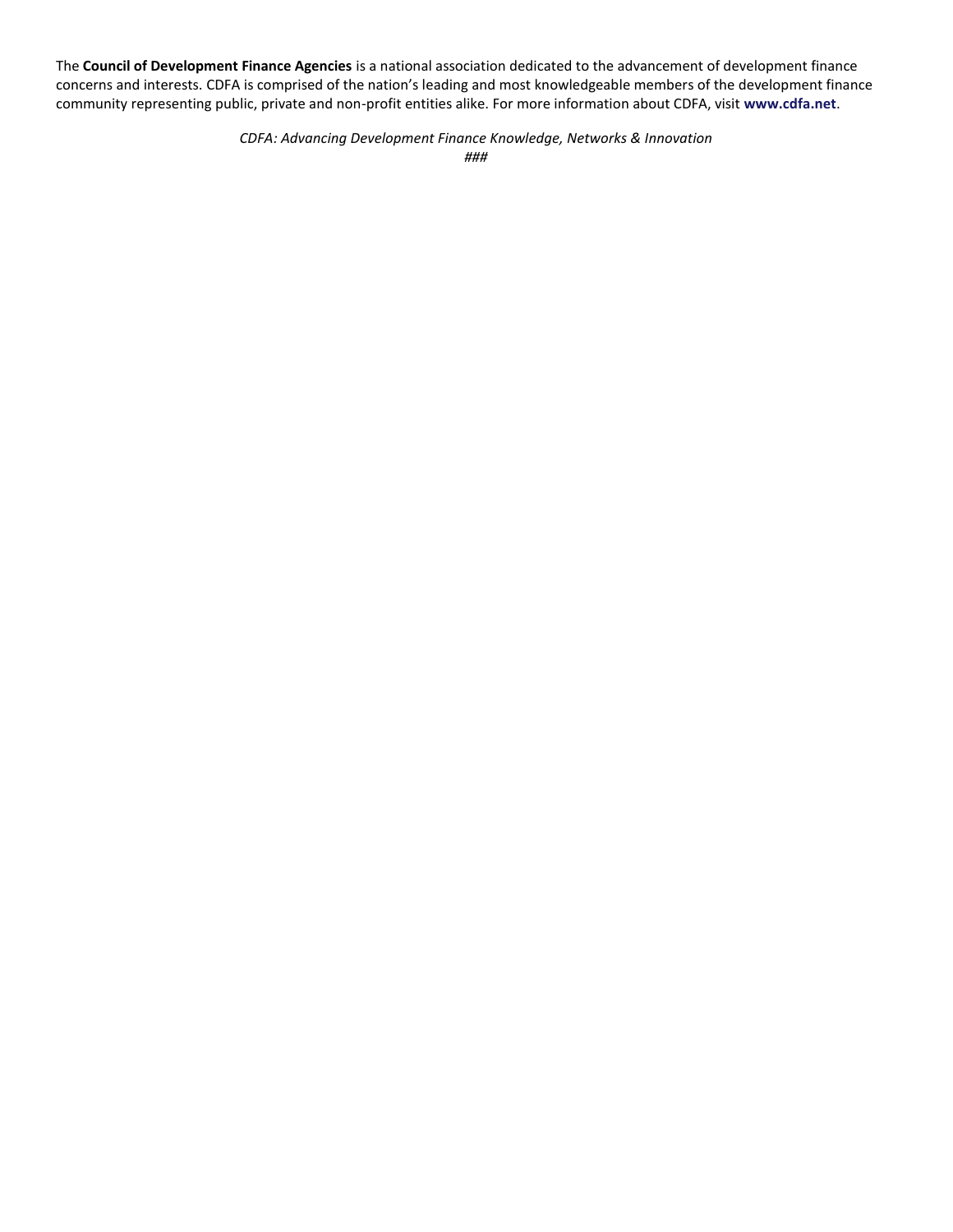The **Council of Development Finance Agencies** is a national association dedicated to the advancement of development finance concerns and interests. CDFA is comprised of the nation's leading and most knowledgeable members of the development finance community representing public, private and non-profit entities alike. For more information about CDFA, visit **www.cdfa.net**.

*CDFA: Advancing Development Finance Knowledge, Networks & Innovation*

*###*